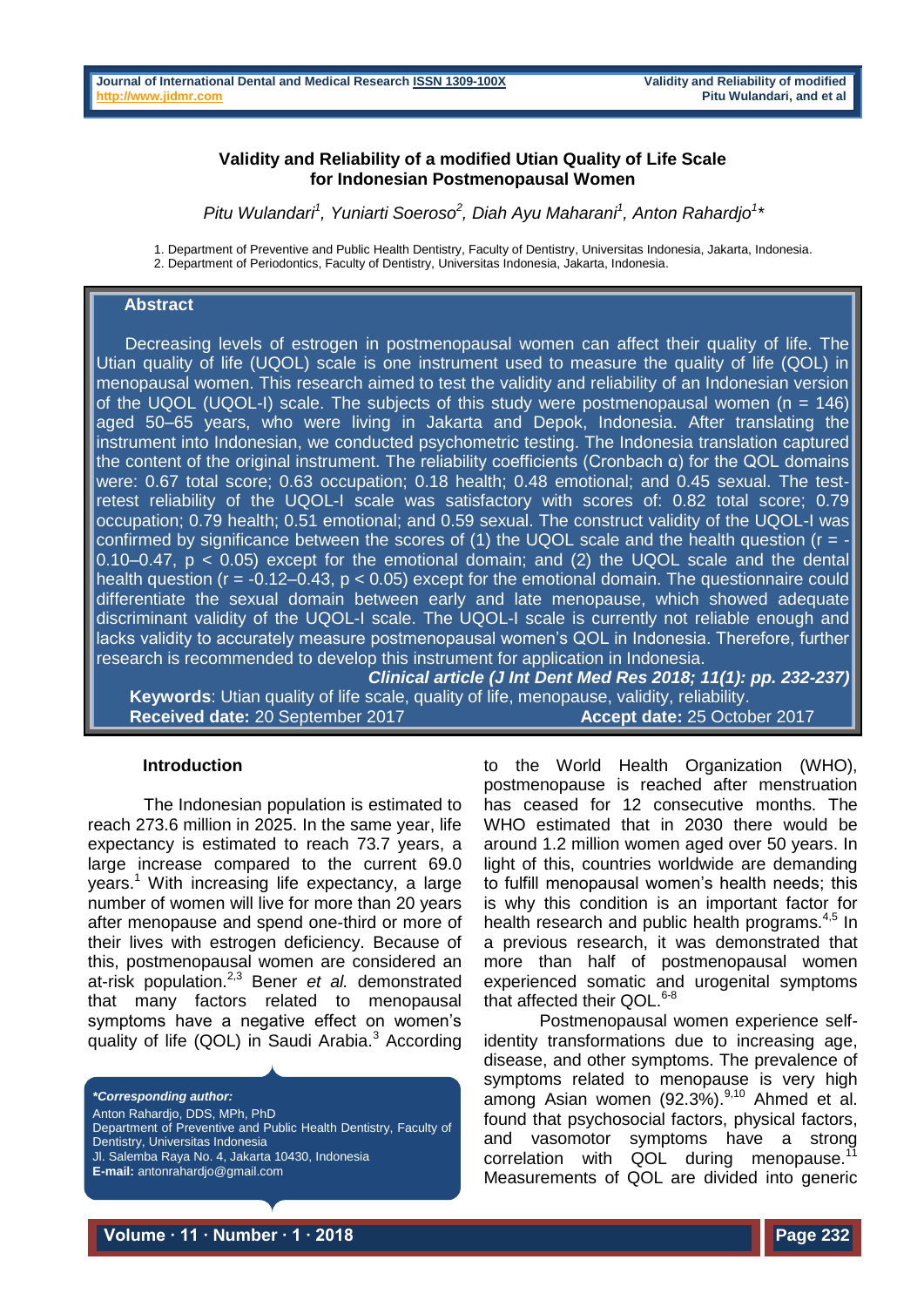# Validity and Reliability of a modified Utian Quality of Life Scale for Indonesian Postmenopausal Women

*Pitu Wulandari[1], Yuniarti Soeroso[2], Diah Ayu Maharani[1], Anton Rahardjo[1]\**

1. Department of Preventive and Public Health Dentistry, Faculty of Dentistry, Universitas Indonesia, Jakarta, Indonesia.
2. Department of Periodontics, Faculty of Dentistry, Universitas Indonesia, Jakarta, Indonesia.

## Abstract

Decreasing levels of estrogen in postmenopausal women can affect their quality of life. The Utian quality of life (UQOL) scale is one instrument used to measure the quality of life (QOL) in menopausal women. This research aimed to test the validity and reliability of an Indonesian version of the UQOL (UQOL-I) scale. The subjects of this study were postmenopausal women (n = 146) aged 50–65 years, who were living in Jakarta and Depok, Indonesia. After translating the instrument into Indonesian, we conducted psychometric testing. The Indonesia translation captured the content of the original instrument. The reliability coefficients (Cronbach α) for the QOL domains were: 0.67 total score; 0.63 occupation; 0.18 health; 0.48 emotional; and 0.45 sexual. The test-retest reliability of the UQOL-I scale was satisfactory with scores of: 0.82 total score; 0.79 occupation; 0.79 health; 0.51 emotional; and 0.59 sexual. The construct validity of the UQOL-I was confirmed by significance between the scores of (1) the UQOL scale and the health question ($r = -0.10–0.47$, $p < 0.05$) except for the emotional domain; and (2) the UQOL scale and the dental health question ($r = -0.12–0.43$, $p < 0.05$) except for the emotional domain. The questionnaire could differentiate the sexual domain between early and late menopause, which showed adequate discriminant validity of the UQOL-I scale. The UQOL-I scale is currently not reliable enough and lacks validity to accurately measure postmenopausal women's QOL in Indonesia. Therefore, further research is recommended to develop this instrument for application in Indonesia.

***Clinical article (J Int Dent Med Res 2018; 11(1): pp. 232-237)***

**Keywords**: Utian quality of life scale, quality of life, menopause, validity, reliability.

**Received date:** 20 September 2017 **Accept date:** 25 October 2017

## Introduction

The Indonesian population is estimated to reach 273.6 million in 2025. In the same year, life expectancy is estimated to reach 73.7 years, a large increase compared to the current 69.0 years.[1] With increasing life expectancy, a large number of women will live for more than 20 years after menopause and spend one-third or more of their lives with estrogen deficiency. Because of this, postmenopausal women are considered an at-risk population.[2,3] Bener *et al.* demonstrated that many factors related to menopausal symptoms have a negative effect on women's quality of life (QOL) in Saudi Arabia.[3] According to the World Health Organization (WHO), postmenopause is reached after menstruation has ceased for 12 consecutive months. The WHO estimated that in 2030 there would be around 1.2 million women aged over 50 years. In light of this, countries worldwide are demanding to fulfill menopausal women's health needs; this is why this condition is an important factor for health research and public health programs.[4,5] In a previous research, it was demonstrated that more than half of postmenopausal women experienced somatic and urogenital symptoms that affected their QOL.[6-8]

Postmenopausal women experience self-identity transformations due to increasing age, disease, and other symptoms. The prevalence of symptoms related to menopause is very high among Asian women (92.3%).[9,10] Ahmed et al. found that psychosocial factors, physical factors, and vasomotor symptoms have a strong correlation with QOL during menopause.[11] Measurements of QOL are divided into generic

***\*Corresponding author:***
Anton Rahardjo, DDS, MPh, PhD
Department of Preventive and Public Health Dentistry, Faculty of Dentistry, Universitas Indonesia
Jl. Salemba Raya No. 4, Jakarta 10430, Indonesia
**E-mail:** antonrahardjo@gmail.com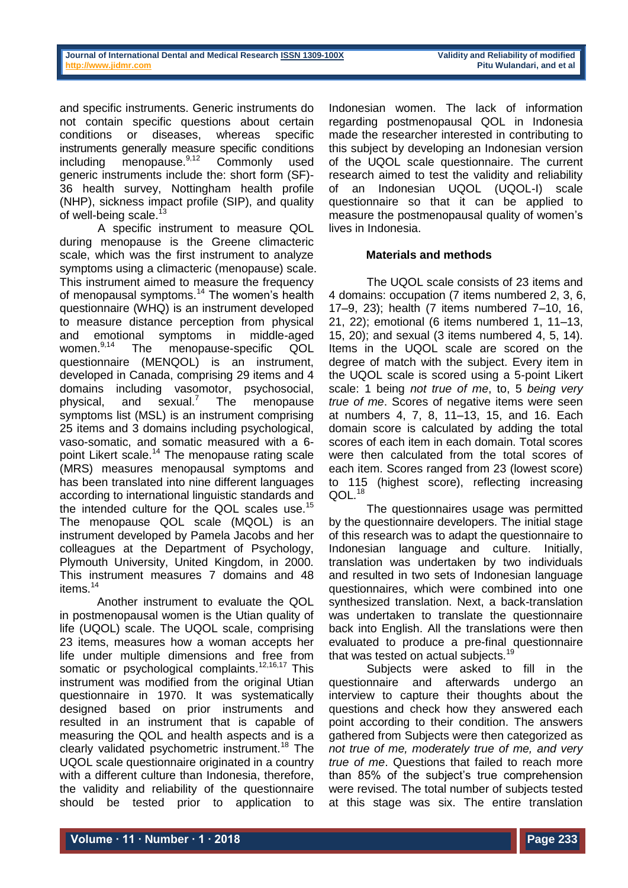and specific instruments. Generic instruments do not contain specific questions about certain conditions or diseases, whereas specific instruments generally measure specific conditions including menopause.[9,12] Commonly used generic instruments include the: short form (SF)-36 health survey, Nottingham health profile (NHP), sickness impact profile (SIP), and quality of well-being scale.[13]

A specific instrument to measure QOL during menopause is the Greene climacteric scale, which was the first instrument to analyze symptoms using a climacteric (menopause) scale. This instrument aimed to measure the frequency of menopausal symptoms.[14] The women's health questionnaire (WHQ) is an instrument developed to measure distance perception from physical and emotional symptoms in middle-aged women.[9,14] The menopause-specific QOL questionnaire (MENQOL) is an instrument, developed in Canada, comprising 29 items and 4 domains including vasomotor, psychosocial, physical, and sexual.[7] The menopause symptoms list (MSL) is an instrument comprising 25 items and 3 domains including psychological, vaso-somatic, and somatic measured with a 6-point Likert scale.[14] The menopause rating scale (MRS) measures menopausal symptoms and has been translated into nine different languages according to international linguistic standards and the intended culture for the QOL scales use.[15] The menopause QOL scale (MQOL) is an instrument developed by Pamela Jacobs and her colleagues at the Department of Psychology, Plymouth University, United Kingdom, in 2000. This instrument measures 7 domains and 48 items.[14]

Another instrument to evaluate the QOL in postmenopausal women is the Utian quality of life (UQOL) scale. The UQOL scale, comprising 23 items, measures how a woman accepts her life under multiple dimensions and free from somatic or psychological complaints.[12,16,17] This instrument was modified from the original Utian questionnaire in 1970. It was systematically designed based on prior instruments and resulted in an instrument that is capable of measuring the QOL and health aspects and is a clearly validated psychometric instrument.[18] The UQOL scale questionnaire originated in a country with a different culture than Indonesia, therefore, the validity and reliability of the questionnaire should be tested prior to application to Indonesian women. The lack of information regarding postmenopausal QOL in Indonesia made the researcher interested in contributing to this subject by developing an Indonesian version of the UQOL scale questionnaire. The current research aimed to test the validity and reliability of an Indonesian UQOL (UQOL-I) scale questionnaire so that it can be applied to measure the postmenopausal quality of women's lives in Indonesia.

## Materials and methods

The UQOL scale consists of 23 items and 4 domains: occupation (7 items numbered 2, 3, 6, 17–9, 23); health (7 items numbered 7–10, 16, 21, 22); emotional (6 items numbered 1, 11–13, 15, 20); and sexual (3 items numbered 4, 5, 14). Items in the UQOL scale are scored on the degree of match with the subject. Every item in the UQOL scale is scored using a 5-point Likert scale: 1 being *not true of me*, to, 5 *being very true of me*. Scores of negative items were seen at numbers 4, 7, 8, 11–13, 15, and 16. Each domain score is calculated by adding the total scores of each item in each domain. Total scores were then calculated from the total scores of each item. Scores ranged from 23 (lowest score) to 115 (highest score), reflecting increasing QOL.[18]

The questionnaires usage was permitted by the questionnaire developers. The initial stage of this research was to adapt the questionnaire to Indonesian language and culture. Initially, translation was undertaken by two individuals and resulted in two sets of Indonesian language questionnaires, which were combined into one synthesized translation. Next, a back-translation was undertaken to translate the questionnaire back into English. All the translations were then evaluated to produce a pre-final questionnaire that was tested on actual subjects.[19]

Subjects were asked to fill in the questionnaire and afterwards undergo an interview to capture their thoughts about the questions and check how they answered each point according to their condition. The answers gathered from Subjects were then categorized as *not true of me, moderately true of me, and very true of me*. Questions that failed to reach more than 85% of the subject's true comprehension were revised. The total number of subjects tested at this stage was six. The entire translation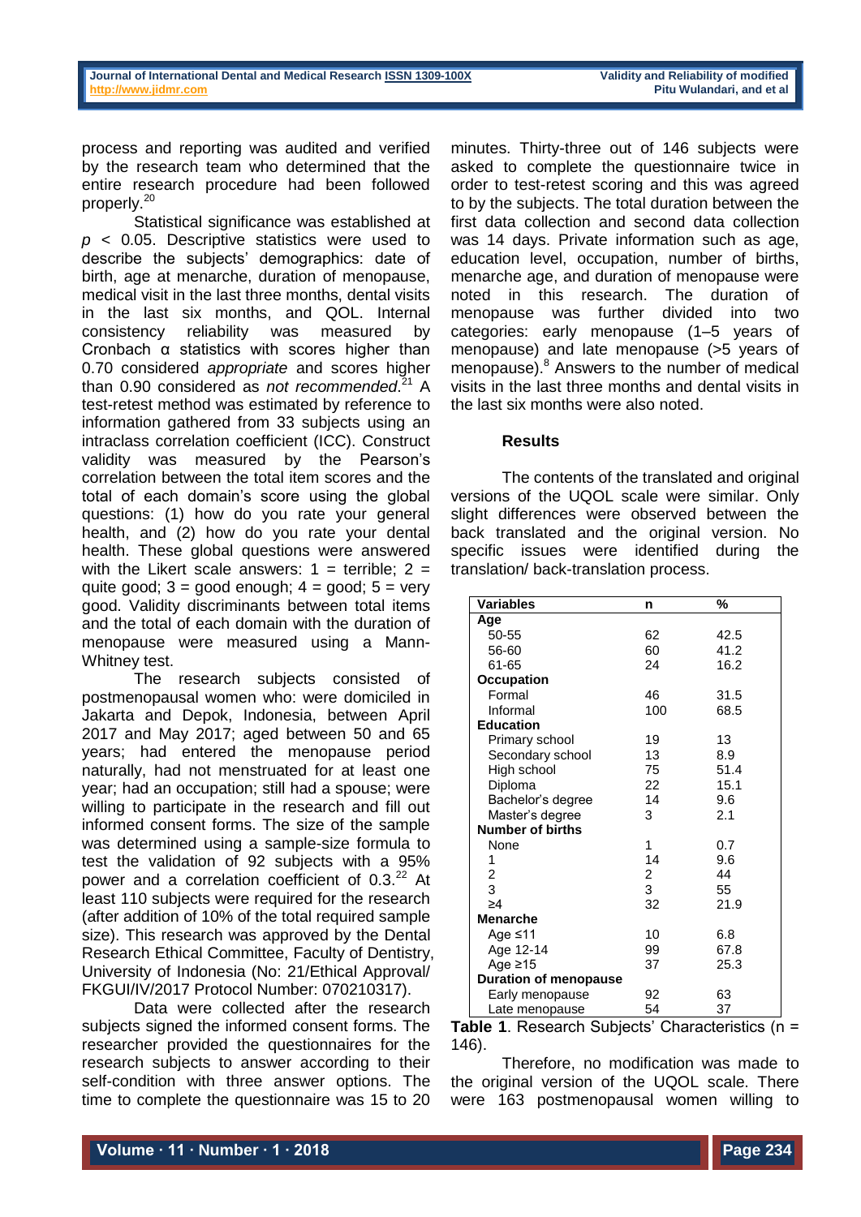process and reporting was audited and verified by the research team who determined that the entire research procedure had been followed properly.[20]

Statistical significance was established at $p < 0.05$. Descriptive statistics were used to describe the subjects' demographics: date of birth, age at menarche, duration of menopause, medical visit in the last three months, dental visits in the last six months, and QOL. Internal consistency reliability was measured by Cronbach α statistics with scores higher than 0.70 considered *appropriate* and scores higher than 0.90 considered as *not recommended*.[21] A test-retest method was estimated by reference to information gathered from 33 subjects using an intraclass correlation coefficient (ICC). Construct validity was measured by the Pearson's correlation between the total item scores and the total of each domain's score using the global questions: (1) how do you rate your general health, and (2) how do you rate your dental health. These global questions were answered with the Likert scale answers: 1 = terrible; 2 = quite good; 3 = good enough; 4 = good; 5 = very good. Validity discriminants between total items and the total of each domain with the duration of menopause were measured using a Mann-Whitney test.

The research subjects consisted of postmenopausal women who: were domiciled in Jakarta and Depok, Indonesia, between April 2017 and May 2017; aged between 50 and 65 years; had entered the menopause period naturally, had not menstruated for at least one year; had an occupation; still had a spouse; were willing to participate in the research and fill out informed consent forms. The size of the sample was determined using a sample-size formula to test the validation of 92 subjects with a 95% power and a correlation coefficient of 0.3.[22] At least 110 subjects were required for the research (after addition of 10% of the total required sample size). This research was approved by the Dental Research Ethical Committee, Faculty of Dentistry, University of Indonesia (No: 21/Ethical Approval/ FKGUI/IV/2017 Protocol Number: 070210317).

Data were collected after the research subjects signed the informed consent forms. The researcher provided the questionnaires for the research subjects to answer according to their self-condition with three answer options. The time to complete the questionnaire was 15 to 20 minutes. Thirty-three out of 146 subjects were asked to complete the questionnaire twice in order to test-retest scoring and this was agreed to by the subjects. The total duration between the first data collection and second data collection was 14 days. Private information such as age, education level, occupation, number of births, menarche age, and duration of menopause were noted in this research. The duration of menopause was further divided into two categories: early menopause (1–5 years of menopause) and late menopause (>5 years of menopause).[8] Answers to the number of medical visits in the last three months and dental visits in the last six months were also noted.

## Results

The contents of the translated and original versions of the UQOL scale were similar. Only slight differences were observed between the back translated and the original version. No specific issues were identified during the translation/ back-translation process.

| Variables | n | % |
|---|---|---|
| **Age** | | |
| 50-55 | 62 | 42.5 |
| 56-60 | 60 | 41.2 |
| 61-65 | 24 | 16.2 |
| **Occupation** | | |
| Formal | 46 | 31.5 |
| Informal | 100 | 68.5 |
| **Education** | | |
| Primary school | 19 | 13 |
| Secondary school | 13 | 8.9 |
| High school | 75 | 51.4 |
| Diploma | 22 | 15.1 |
| Bachelor's degree | 14 | 9.6 |
| Master's degree | 3 | 2.1 |
| **Number of births** | | |
| None | 1 | 0.7 |
| 1 | 14 | 9.6 |
| 2 | 2 | 44 |
| 3 | 3 | 55 |
| ≥4 | 32 | 21.9 |
| **Menarche** | | |
| Age ≤11 | 10 | 6.8 |
| Age 12-14 | 99 | 67.8 |
| Age ≥15 | 37 | 25.3 |
| **Duration of menopause** | | |
| Early menopause | 92 | 63 |
| Late menopause | 54 | 37 |

**Table 1**. Research Subjects' Characteristics (n = 146).

Therefore, no modification was made to the original version of the UQOL scale. There were 163 postmenopausal women willing to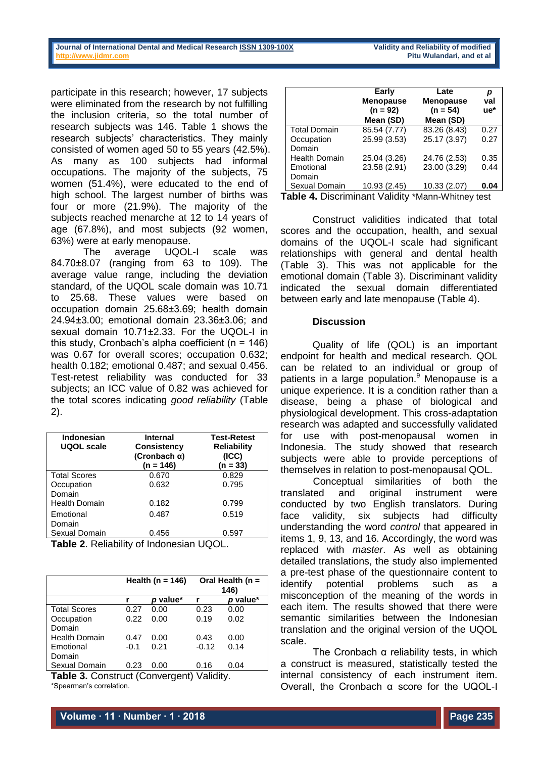participate in this research; however, 17 subjects were eliminated from the research by not fulfilling the inclusion criteria, so the total number of research subjects was 146. Table 1 shows the research subjects' characteristics. They mainly consisted of women aged 50 to 55 years (42.5%). As many as 100 subjects had informal occupations. The majority of the subjects, 75 women (51.4%), were educated to the end of high school. The largest number of births was four or more (21.9%). The majority of the subjects reached menarche at 12 to 14 years of age (67.8%), and most subjects (92 women, 63%) were at early menopause.

The average UQOL-I scale was 84.70±8.07 (ranging from 63 to 109). The average value range, including the deviation standard, of the UQOL scale domain was 10.71 to 25.68. These values were based on occupation domain 25.68±3.69; health domain 24.94±3.00; emotional domain 23.36±3.06; and sexual domain 10.71±2.33. For the UQOL-I in this study, Cronbach's alpha coefficient (n = 146) was 0.67 for overall scores; occupation 0.632; health 0.182; emotional 0.487; and sexual 0.456. Test-retest reliability was conducted for 33 subjects; an ICC value of 0.82 was achieved for the total scores indicating *good reliability* (Table 2).

| Indonesian UQOL scale | Internal Consistency (Cronbach α) (n = 146) | Test-Retest Reliability (ICC) (n = 33) |
|---|---|---|
| Total Scores | 0.670 | 0.829 |
| Occupation Domain | 0.632 | 0.795 |
| Health Domain | 0.182 | 0.799 |
| Emotional Domain | 0.487 | 0.519 |
| Sexual Domain | 0.456 | 0.597 |

**Table 2**. Reliability of Indonesian UQOL.

| | Health (n = 146) | | Oral Health (n = 146) | |
|---|---|---|---|---|
| | r | p value* | r | p value* |
| Total Scores | 0.27 | 0.00 | 0.23 | 0.00 |
| Occupation Domain | 0.22 | 0.00 | 0.19 | 0.02 |
| Health Domain | 0.47 | 0.00 | 0.43 | 0.00 |
| Emotional Domain | -0.1 | 0.21 | -0.12 | 0.14 |
| Sexual Domain | 0.23 | 0.00 | 0.16 | 0.04 |

**Table 3.** Construct (Convergent) Validity.
*Spearman's correlation.

| | Early Menopause (n = 92) Mean (SD) | Late Menopause (n = 54) Mean (SD) | p value* |
|---|---|---|---|
| Total Domain | 85.54 (7.77) | 83.26 (8.43) | 0.27 |
| Occupation Domain | 25.99 (3.53) | 25.17 (3.97) | 0.27 |
| Health Domain | 25.04 (3.26) | 24.76 (2.53) | 0.35 |
| Emotional Domain | 23.58 (2.91) | 23.00 (3.29) | 0.44 |
| Sexual Domain | 10.93 (2.45) | 10.33 (2.07) | **0.04** |

**Table 4.** Discriminant Validity *Mann-Whitney test

Construct validities indicated that total scores and the occupation, health, and sexual domains of the UQOL-I scale had significant relationships with general and dental health (Table 3). This was not applicable for the emotional domain (Table 3). Discriminant validity indicated the sexual domain differentiated between early and late menopause (Table 4).

## Discussion

Quality of life (QOL) is an important endpoint for health and medical research. QOL can be related to an individual or group of patients in a large population.[9] Menopause is a unique experience. It is a condition rather than a disease, being a phase of biological and physiological development. This cross-adaptation research was adapted and successfully validated for use with post-menopausal women in Indonesia. The study showed that research subjects were able to provide perceptions of themselves in relation to post-menopausal QOL.

Conceptual similarities of both the translated and original instrument were conducted by two English translators. During face validity, six subjects had difficulty understanding the word *control* that appeared in items 1, 9, 13, and 16. Accordingly, the word was replaced with *master*. As well as obtaining detailed translations, the study also implemented a pre-test phase of the questionnaire content to identify potential problems such as a misconception of the meaning of the words in each item. The results showed that there were semantic similarities between the Indonesian translation and the original version of the UQOL scale.

The Cronbach α reliability tests, in which a construct is measured, statistically tested the internal consistency of each instrument item. Overall, the Cronbach α score for the UQOL-I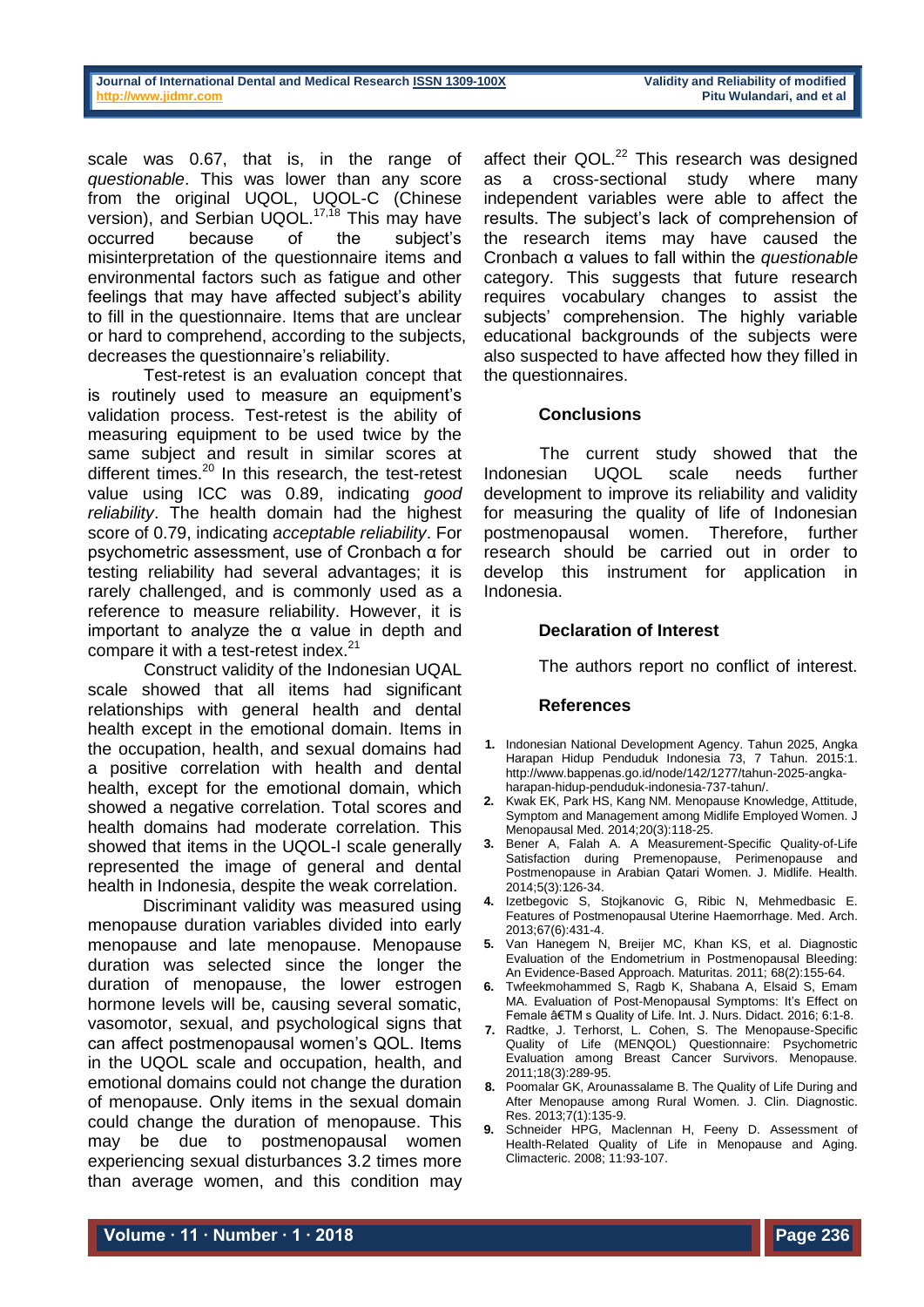scale was 0.67, that is, in the range of *questionable*. This was lower than any score from the original UQOL, UQOL-C (Chinese version), and Serbian UQOL.[17,18] This may have occurred because of the subject's misinterpretation of the questionnaire items and environmental factors such as fatigue and other feelings that may have affected subject's ability to fill in the questionnaire. Items that are unclear or hard to comprehend, according to the subjects, decreases the questionnaire's reliability.

Test-retest is an evaluation concept that is routinely used to measure an equipment's validation process. Test-retest is the ability of measuring equipment to be used twice by the same subject and result in similar scores at different times.[20] In this research, the test-retest value using ICC was 0.89, indicating *good reliability*. The health domain had the highest score of 0.79, indicating *acceptable reliability*. For psychometric assessment, use of Cronbach α for testing reliability had several advantages; it is rarely challenged, and is commonly used as a reference to measure reliability. However, it is important to analyze the α value in depth and compare it with a test-retest index.[21]

Construct validity of the Indonesian UQAL scale showed that all items had significant relationships with general health and dental health except in the emotional domain. Items in the occupation, health, and sexual domains had a positive correlation with health and dental health, except for the emotional domain, which showed a negative correlation. Total scores and health domains had moderate correlation. This showed that items in the UQOL-I scale generally represented the image of general and dental health in Indonesia, despite the weak correlation.

Discriminant validity was measured using menopause duration variables divided into early menopause and late menopause. Menopause duration was selected since the longer the duration of menopause, the lower estrogen hormone levels will be, causing several somatic, vasomotor, sexual, and psychological signs that can affect postmenopausal women's QOL. Items in the UQOL scale and occupation, health, and emotional domains could not change the duration of menopause. Only items in the sexual domain could change the duration of menopause. This may be due to postmenopausal women experiencing sexual disturbances 3.2 times more than average women, and this condition may affect their QOL.[22] This research was designed as a cross-sectional study where many independent variables were able to affect the results. The subject's lack of comprehension of the research items may have caused the Cronbach α values to fall within the *questionable* category. This suggests that future research requires vocabulary changes to assist the subjects' comprehension. The highly variable educational backgrounds of the subjects were also suspected to have affected how they filled in the questionnaires.

## Conclusions

The current study showed that the Indonesian UQOL scale needs further development to improve its reliability and validity for measuring the quality of life of Indonesian postmenopausal women. Therefore, further research should be carried out in order to develop this instrument for application in Indonesia.

## Declaration of Interest

The authors report no conflict of interest.

## References

1. Indonesian National Development Agency. Tahun 2025, Angka Harapan Hidup Penduduk Indonesia 73, 7 Tahun. 2015:1. http://www.bappenas.go.id/node/142/1277/tahun-2025-angka-harapan-hidup-penduduk-indonesia-737-tahun/.
2. Kwak EK, Park HS, Kang NM. Menopause Knowledge, Attitude, Symptom and Management among Midlife Employed Women. J Menopausal Med. 2014;20(3):118-25.
3. Bener A, Falah A. A Measurement-Specific Quality-of-Life Satisfaction during Premenopause, Perimenopause and Postmenopause in Arabian Qatari Women. J. Midlife. Health. 2014;5(3):126-34.
4. Izetbegovic S, Stojkanovic G, Ribic N, Mehmedbasic E. Features of Postmenopausal Uterine Haemorrhage. Med. Arch. 2013;67(6):431-4.
5. Van Hanegem N, Breijer MC, Khan KS, et al. Diagnostic Evaluation of the Endometrium in Postmenopausal Bleeding: An Evidence-Based Approach. Maturitas. 2011; 68(2):155-64.
6. Twfeekmohammed S, Ragb K, Shabana A, Elsaid S, Emam MA. Evaluation of Post-Menopausal Symptoms: It's Effect on Female â€TM s Quality of Life. Int. J. Nurs. Didact. 2016; 6:1-8.
7. Radtke, J. Terhorst, L. Cohen, S. The Menopause-Specific Quality of Life (MENQOL) Questionnaire: Psychometric Evaluation among Breast Cancer Survivors. Menopause. 2011;18(3):289-95.
8. Poomalar GK, Arounassalame B. The Quality of Life During and After Menopause among Rural Women. J. Clin. Diagnostic. Res. 2013;7(1):135-9.
9. Schneider HPG, Maclennan H, Feeny D. Assessment of Health-Related Quality of Life in Menopause and Aging. Climacteric. 2008; 11:93-107.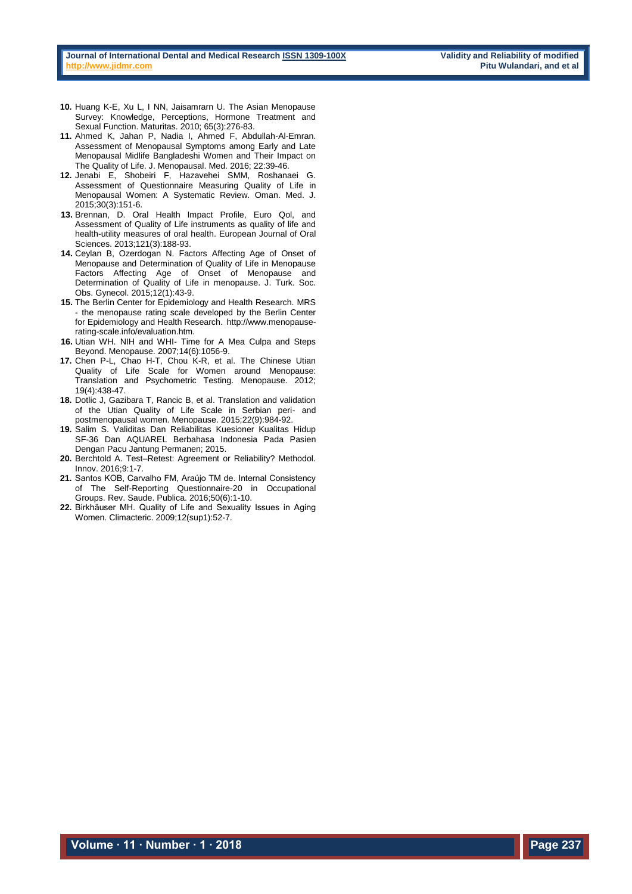10. Huang K-E, Xu L, I NN, Jaisamrarn U. The Asian Menopause Survey: Knowledge, Perceptions, Hormone Treatment and Sexual Function. Maturitas. 2010; 65(3):276-83.
11. Ahmed K, Jahan P, Nadia I, Ahmed F, Abdullah-Al-Emran. Assessment of Menopausal Symptoms among Early and Late Menopausal Midlife Bangladeshi Women and Their Impact on The Quality of Life. J. Menopausal. Med. 2016; 22:39-46.
12. Jenabi E, Shobeiri F, Hazavehei SMM, Roshanaei G. Assessment of Questionnaire Measuring Quality of Life in Menopausal Women: A Systematic Review. Oman. Med. J. 2015;30(3):151-6.
13. Brennan, D. Oral Health Impact Profile, Euro Qol, and Assessment of Quality of Life instruments as quality of life and health-utility measures of oral health. European Journal of Oral Sciences. 2013;121(3):188-93.
14. Ceylan B, Ozerdogan N. Factors Affecting Age of Onset of Menopause and Determination of Quality of Life in Menopause Factors Affecting Age of Onset of Menopause and Determination of Quality of Life in menopause. J. Turk. Soc. Obs. Gynecol. 2015;12(1):43-9.
15. The Berlin Center for Epidemiology and Health Research. MRS - the menopause rating scale developed by the Berlin Center for Epidemiology and Health Research. http://www.menopause-rating-scale.info/evaluation.htm.
16. Utian WH. NIH and WHI- Time for A Mea Culpa and Steps Beyond. Menopause. 2007;14(6):1056-9.
17. Chen P-L, Chao H-T, Chou K-R, et al. The Chinese Utian Quality of Life Scale for Women around Menopause: Translation and Psychometric Testing. Menopause. 2012; 19(4):438-47.
18. Dotlic J, Gazibara T, Rancic B, et al. Translation and validation of the Utian Quality of Life Scale in Serbian peri- and postmenopausal women. Menopause. 2015;22(9):984-92.
19. Salim S. Validitas Dan Reliabilitas Kuesioner Kualitas Hidup SF-36 Dan AQUAREL Berbahasa Indonesia Pada Pasien Dengan Pacu Jantung Permanen; 2015.
20. Berchtold A. Test–Retest: Agreement or Reliability? Methodol. Innov. 2016;9:1-7.
21. Santos KOB, Carvalho FM, Araújo TM de. Internal Consistency of The Self-Reporting Questionnaire-20 in Occupational Groups. Rev. Saude. Publica. 2016;50(6):1-10.
22. Birkhäuser MH. Quality of Life and Sexuality Issues in Aging Women. Climacteric. 2009;12(sup1):52-7.